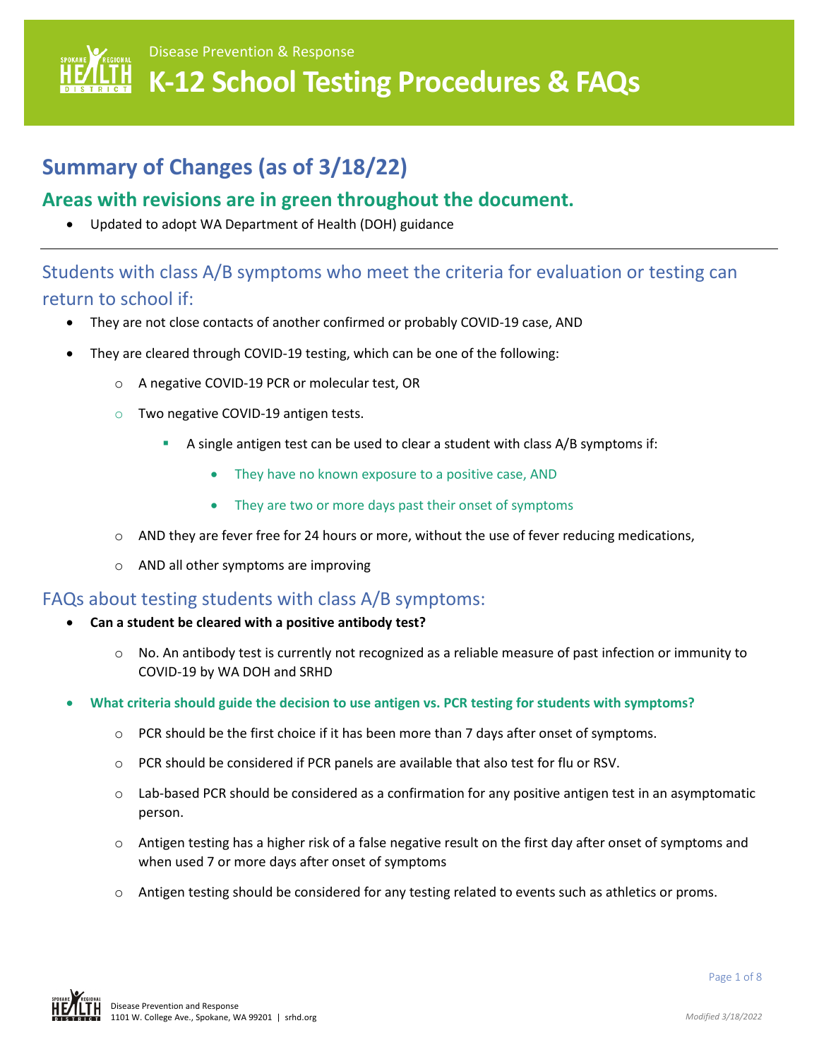Disease Prevention & Response

# K-12 School Testing Procedures & FAQs

## Summary of Changes (as of 3/18/22)

### Areas with revisions are in green throughout the document.

- Updated to adopt WA Department of Health (DOH) guidance

---

## Students with class A/B symptoms who meet the criteria for evaluation or testing can return to school if:

- They are not close contacts of another confirmed or probably COVID-19 case, AND
- They are cleared through COVID-19 testing, which can be one of the following:
  - A negative COVID-19 PCR or molecular test, OR
  - Two negative COVID-19 antigen tests.
    - A single antigen test can be used to clear a student with class A/B symptoms if:
      - They have no known exposure to a positive case, AND
      - They are two or more days past their onset of symptoms
  - AND they are fever free for 24 hours or more, without the use of fever reducing medications,
  - AND all other symptoms are improving

## FAQs about testing students with class A/B symptoms:

- **Can a student be cleared with a positive antibody test?**
  - No. An antibody test is currently not recognized as a reliable measure of past infection or immunity to COVID-19 by WA DOH and SRHD
- **What criteria should guide the decision to use antigen vs. PCR testing for students with symptoms?**
  - PCR should be the first choice if it has been more than 7 days after onset of symptoms.
  - PCR should be considered if PCR panels are available that also test for flu or RSV.
  - Lab-based PCR should be considered as a confirmation for any positive antigen test in an asymptomatic person.
  - Antigen testing has a higher risk of a false negative result on the first day after onset of symptoms and when used 7 or more days after onset of symptoms
  - Antigen testing should be considered for any testing related to events such as athletics or proms.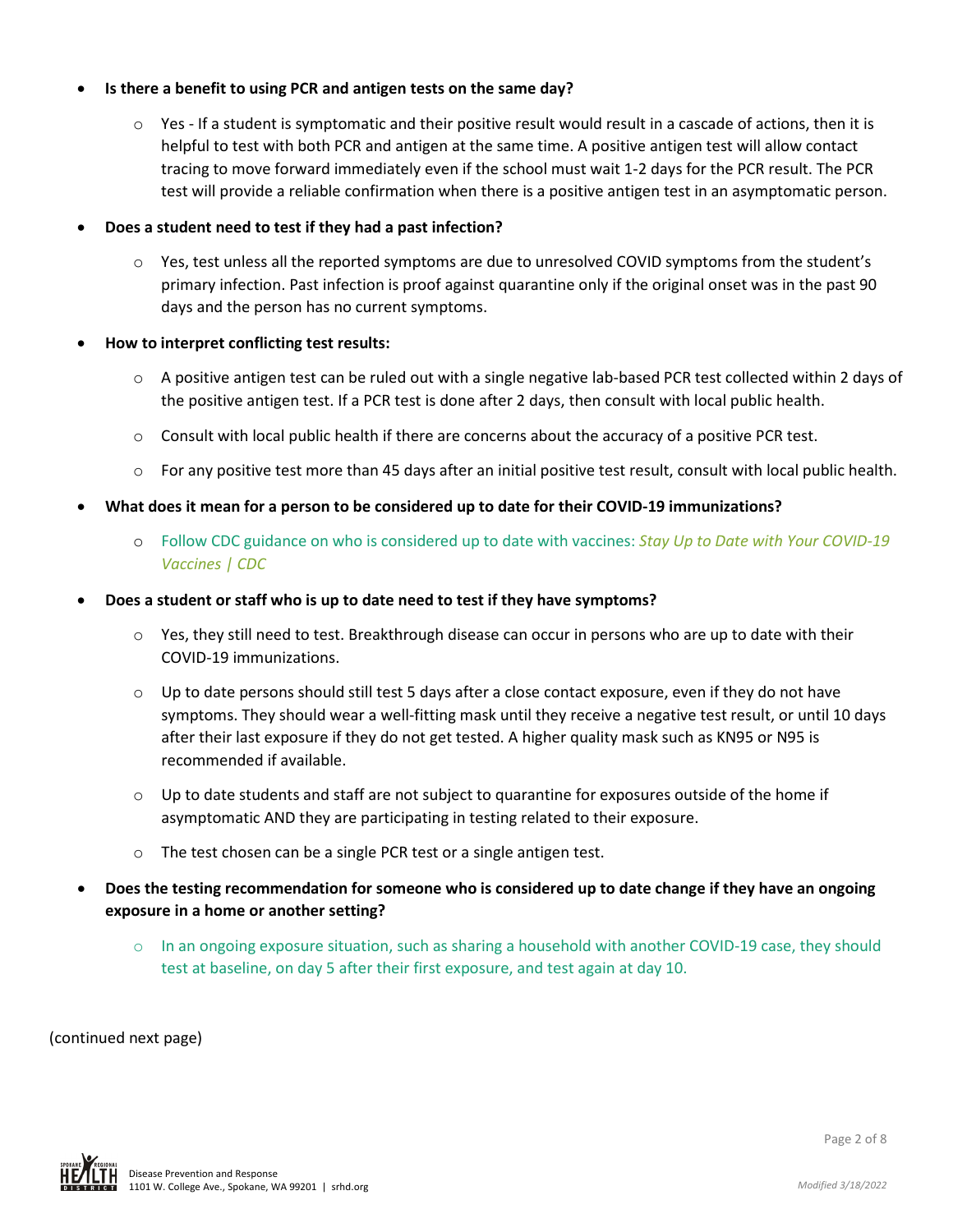- **Is there a benefit to using PCR and antigen tests on the same day?**
  - Yes - If a student is symptomatic and their positive result would result in a cascade of actions, then it is helpful to test with both PCR and antigen at the same time. A positive antigen test will allow contact tracing to move forward immediately even if the school must wait 1-2 days for the PCR result. The PCR test will provide a reliable confirmation when there is a positive antigen test in an asymptomatic person.
- **Does a student need to test if they had a past infection?**
  - Yes, test unless all the reported symptoms are due to unresolved COVID symptoms from the student's primary infection. Past infection is proof against quarantine only if the original onset was in the past 90 days and the person has no current symptoms.
- **How to interpret conflicting test results:**
  - A positive antigen test can be ruled out with a single negative lab-based PCR test collected within 2 days of the positive antigen test. If a PCR test is done after 2 days, then consult with local public health.
  - Consult with local public health if there are concerns about the accuracy of a positive PCR test.
  - For any positive test more than 45 days after an initial positive test result, consult with local public health.
- **What does it mean for a person to be considered up to date for their COVID-19 immunizations?**
  - Follow CDC guidance on who is considered up to date with vaccines: *Stay Up to Date with Your COVID-19 Vaccines | CDC*
- **Does a student or staff who is up to date need to test if they have symptoms?**
  - Yes, they still need to test. Breakthrough disease can occur in persons who are up to date with their COVID-19 immunizations.
  - Up to date persons should still test 5 days after a close contact exposure, even if they do not have symptoms. They should wear a well-fitting mask until they receive a negative test result, or until 10 days after their last exposure if they do not get tested. A higher quality mask such as KN95 or N95 is recommended if available.
  - Up to date students and staff are not subject to quarantine for exposures outside of the home if asymptomatic AND they are participating in testing related to their exposure.
  - The test chosen can be a single PCR test or a single antigen test.
- **Does the testing recommendation for someone who is considered up to date change if they have an ongoing exposure in a home or another setting?**
  - In an ongoing exposure situation, such as sharing a household with another COVID-19 case, they should test at baseline, on day 5 after their first exposure, and test again at day 10.

(continued next page)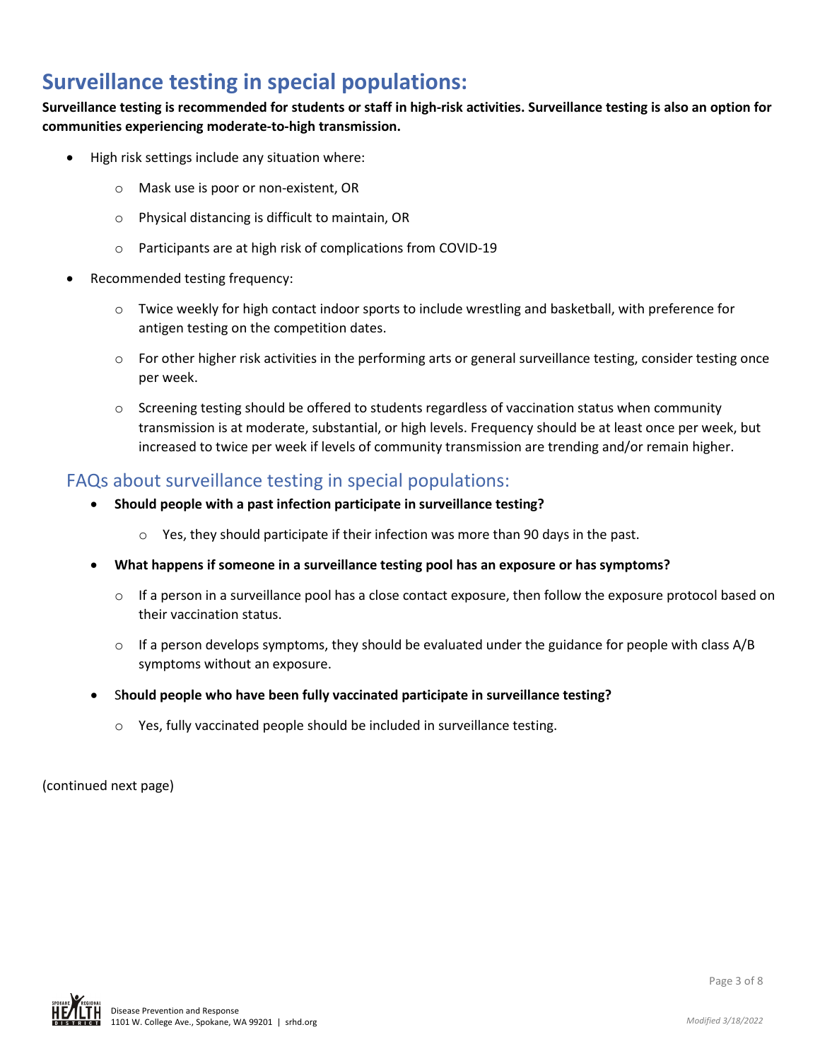# Surveillance testing in special populations:

**Surveillance testing is recommended for students or staff in high-risk activities. Surveillance testing is also an option for communities experiencing moderate-to-high transmission.**

- High risk settings include any situation where:
    - Mask use is poor or non-existent, OR
    - Physical distancing is difficult to maintain, OR
    - Participants are at high risk of complications from COVID-19
- Recommended testing frequency:
    - Twice weekly for high contact indoor sports to include wrestling and basketball, with preference for antigen testing on the competition dates.
    - For other higher risk activities in the performing arts or general surveillance testing, consider testing once per week.
    - Screening testing should be offered to students regardless of vaccination status when community transmission is at moderate, substantial, or high levels. Frequency should be at least once per week, but increased to twice per week if levels of community transmission are trending and/or remain higher.

## FAQs about surveillance testing in special populations:

- **Should people with a past infection participate in surveillance testing?**
    - Yes, they should participate if their infection was more than 90 days in the past.
- **What happens if someone in a surveillance testing pool has an exposure or has symptoms?**
    - If a person in a surveillance pool has a close contact exposure, then follow the exposure protocol based on their vaccination status.
    - If a person develops symptoms, they should be evaluated under the guidance for people with class A/B symptoms without an exposure.
- S**hould people who have been fully vaccinated participate in surveillance testing?**
    - Yes, fully vaccinated people should be included in surveillance testing.

(continued next page)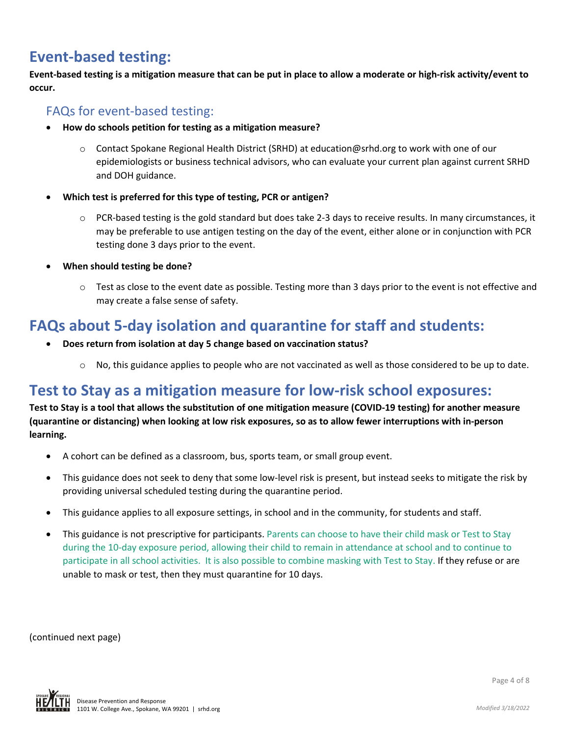## Event-based testing:

**Event-based testing is a mitigation measure that can be put in place to allow a moderate or high-risk activity/event to occur.**

### FAQs for event-based testing:

- **How do schools petition for testing as a mitigation measure?**
  - Contact Spokane Regional Health District (SRHD) at education@srhd.org to work with one of our epidemiologists or business technical advisors, who can evaluate your current plan against current SRHD and DOH guidance.
- **Which test is preferred for this type of testing, PCR or antigen?**
  - PCR-based testing is the gold standard but does take 2-3 days to receive results. In many circumstances, it may be preferable to use antigen testing on the day of the event, either alone or in conjunction with PCR testing done 3 days prior to the event.
- **When should testing be done?**
  - Test as close to the event date as possible. Testing more than 3 days prior to the event is not effective and may create a false sense of safety.

## FAQs about 5-day isolation and quarantine for staff and students:

- **Does return from isolation at day 5 change based on vaccination status?**
  - No, this guidance applies to people who are not vaccinated as well as those considered to be up to date.

## Test to Stay as a mitigation measure for low-risk school exposures:

**Test to Stay is a tool that allows the substitution of one mitigation measure (COVID-19 testing) for another measure (quarantine or distancing) when looking at low risk exposures, so as to allow fewer interruptions with in-person learning.**

- A cohort can be defined as a classroom, bus, sports team, or small group event.
- This guidance does not seek to deny that some low-level risk is present, but instead seeks to mitigate the risk by providing universal scheduled testing during the quarantine period.
- This guidance applies to all exposure settings, in school and in the community, for students and staff.
- This guidance is not prescriptive for participants. Parents can choose to have their child mask or Test to Stay during the 10-day exposure period, allowing their child to remain in attendance at school and to continue to participate in all school activities. It is also possible to combine masking with Test to Stay. If they refuse or are unable to mask or test, then they must quarantine for 10 days.

(continued next page)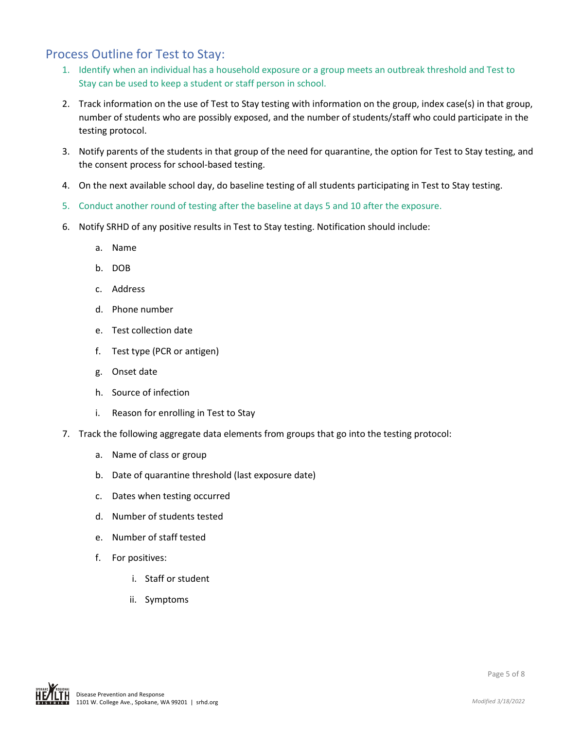## Process Outline for Test to Stay:

1. Identify when an individual has a household exposure or a group meets an outbreak threshold and Test to Stay can be used to keep a student or staff person in school.
2. Track information on the use of Test to Stay testing with information on the group, index case(s) in that group, number of students who are possibly exposed, and the number of students/staff who could participate in the testing protocol.
3. Notify parents of the students in that group of the need for quarantine, the option for Test to Stay testing, and the consent process for school-based testing.
4. On the next available school day, do baseline testing of all students participating in Test to Stay testing.
5. Conduct another round of testing after the baseline at days 5 and 10 after the exposure.
6. Notify SRHD of any positive results in Test to Stay testing. Notification should include:
    a. Name
    b. DOB
    c. Address
    d. Phone number
    e. Test collection date
    f. Test type (PCR or antigen)
    g. Onset date
    h. Source of infection
    i. Reason for enrolling in Test to Stay
7. Track the following aggregate data elements from groups that go into the testing protocol:
    a. Name of class or group
    b. Date of quarantine threshold (last exposure date)
    c. Dates when testing occurred
    d. Number of students tested
    e. Number of staff tested
    f. For positives:
        i. Staff or student
        ii. Symptoms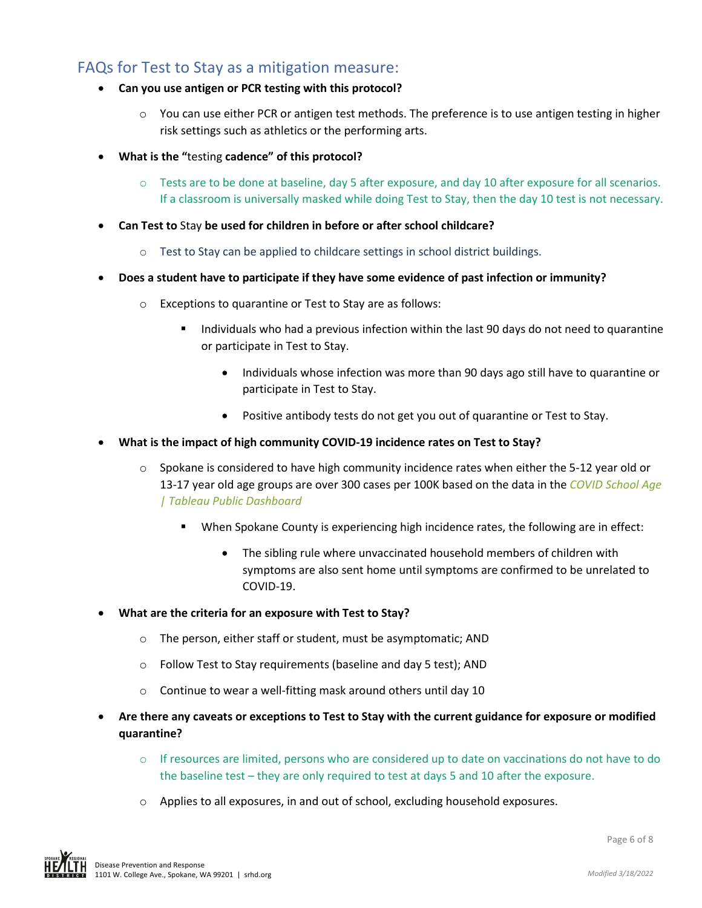## FAQs for Test to Stay as a mitigation measure:

- **Can you use antigen or PCR testing with this protocol?**
  - You can use either PCR or antigen test methods. The preference is to use antigen testing in higher risk settings such as athletics or the performing arts.
- **What is the "**testing **cadence" of this protocol?**
  - Tests are to be done at baseline, day 5 after exposure, and day 10 after exposure for all scenarios. If a classroom is universally masked while doing Test to Stay, then the day 10 test is not necessary.
- **Can Test to** Stay **be used for children in before or after school childcare?**
  - Test to Stay can be applied to childcare settings in school district buildings.
- **Does a student have to participate if they have some evidence of past infection or immunity?**
  - Exceptions to quarantine or Test to Stay are as follows:
    - Individuals who had a previous infection within the last 90 days do not need to quarantine or participate in Test to Stay.
      - Individuals whose infection was more than 90 days ago still have to quarantine or participate in Test to Stay.
      - Positive antibody tests do not get you out of quarantine or Test to Stay.
- **What is the impact of high community COVID-19 incidence rates on Test to Stay?**
  - Spokane is considered to have high community incidence rates when either the 5-12 year old or 13-17 year old age groups are over 300 cases per 100K based on the data in the *COVID School Age | Tableau Public Dashboard*
    - When Spokane County is experiencing high incidence rates, the following are in effect:
      - The sibling rule where unvaccinated household members of children with symptoms are also sent home until symptoms are confirmed to be unrelated to COVID-19.
- **What are the criteria for an exposure with Test to Stay?**
  - The person, either staff or student, must be asymptomatic; AND
  - Follow Test to Stay requirements (baseline and day 5 test); AND
  - Continue to wear a well-fitting mask around others until day 10
- **Are there any caveats or exceptions to Test to Stay with the current guidance for exposure or modified quarantine?**
  - If resources are limited, persons who are considered up to date on vaccinations do not have to do the baseline test – they are only required to test at days 5 and 10 after the exposure.
  - Applies to all exposures, in and out of school, excluding household exposures.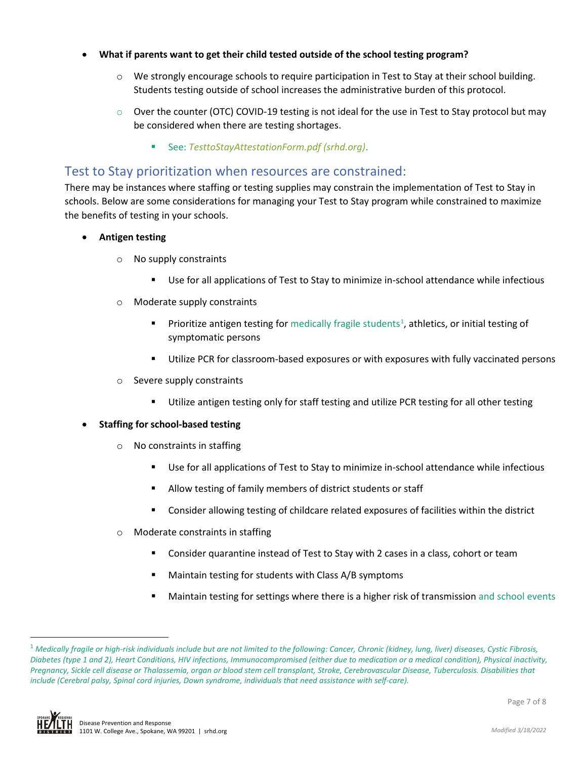- **What if parents want to get their child tested outside of the school testing program?**
  - We strongly encourage schools to require participation in Test to Stay at their school building. Students testing outside of school increases the administrative burden of this protocol.
  - Over the counter (OTC) COVID-19 testing is not ideal for the use in Test to Stay protocol but may be considered when there are testing shortages.
    - See: *TesttoStayAttestationForm.pdf (srhd.org)*.

## Test to Stay prioritization when resources are constrained:

There may be instances where staffing or testing supplies may constrain the implementation of Test to Stay in schools. Below are some considerations for managing your Test to Stay program while constrained to maximize the benefits of testing in your schools.

- **Antigen testing**
  - No supply constraints
    - Use for all applications of Test to Stay to minimize in-school attendance while infectious
  - Moderate supply constraints
    - Prioritize antigen testing for medically fragile students[1], athletics, or initial testing of symptomatic persons
    - Utilize PCR for classroom-based exposures or with exposures with fully vaccinated persons
  - Severe supply constraints
    - Utilize antigen testing only for staff testing and utilize PCR testing for all other testing
- **Staffing for school-based testing**
  - No constraints in staffing
    - Use for all applications of Test to Stay to minimize in-school attendance while infectious
    - Allow testing of family members of district students or staff
    - Consider allowing testing of childcare related exposures of facilities within the district
  - Moderate constraints in staffing
    - Consider quarantine instead of Test to Stay with 2 cases in a class, cohort or team
    - Maintain testing for students with Class A/B symptoms
    - Maintain testing for settings where there is a higher risk of transmission and school events

---

[1] *Medically fragile or high-risk individuals include but are not limited to the following: Cancer, Chronic (kidney, lung, liver) diseases, Cystic Fibrosis, Diabetes (type 1 and 2), Heart Conditions, HIV infections, Immunocompromised (either due to medication or a medical condition), Physical inactivity, Pregnancy, Sickle cell disease or Thalassemia, organ or blood stem cell transplant, Stroke, Cerebrovascular Disease, Tuberculosis. Disabilities that include (Cerebral palsy, Spinal cord injuries, Down syndrome, individuals that need assistance with self-care).*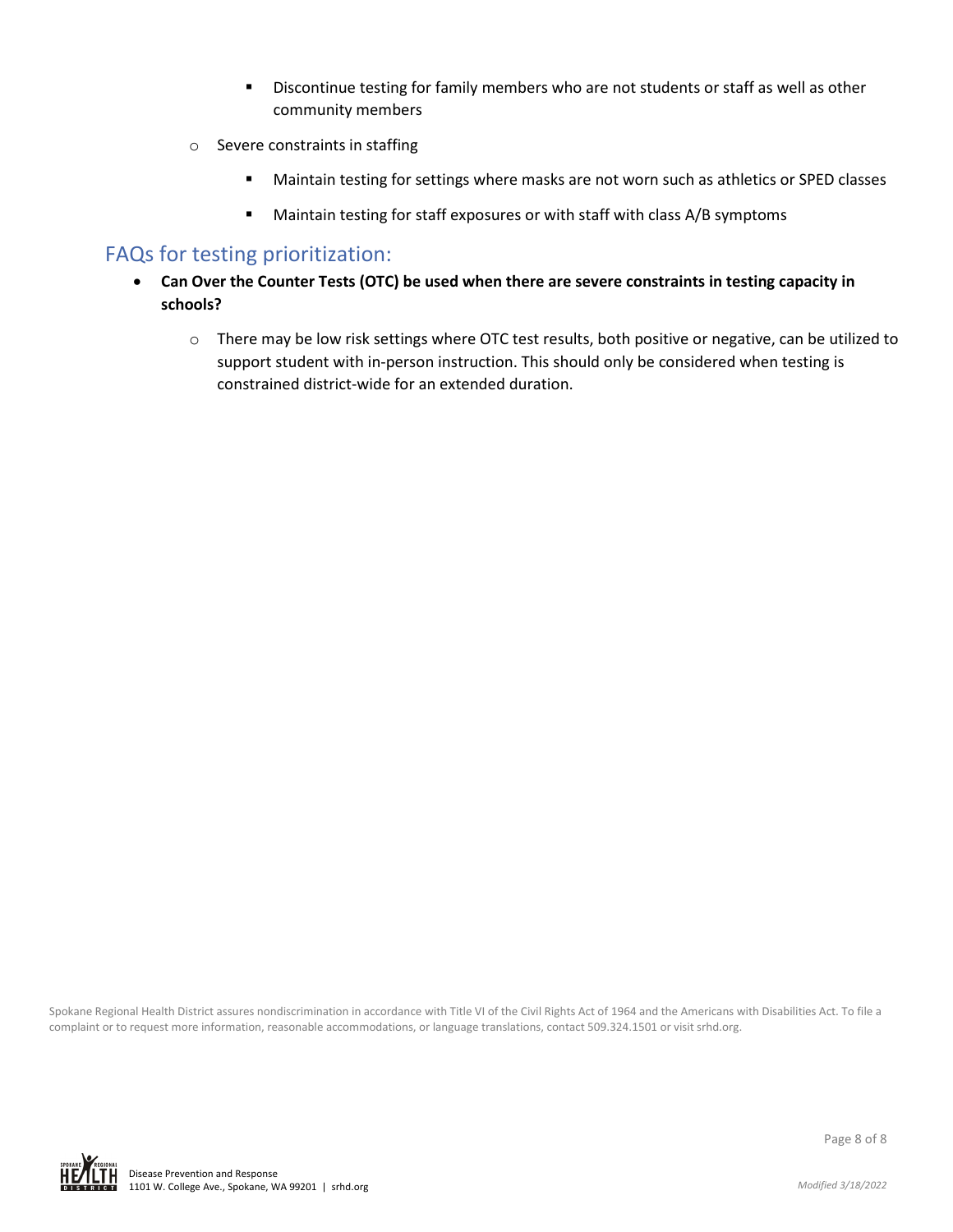- Discontinue testing for family members who are not students or staff as well as other community members
    - Severe constraints in staffing
        - Maintain testing for settings where masks are not worn such as athletics or SPED classes
        - Maintain testing for staff exposures or with staff with class A/B symptoms

## FAQs for testing prioritization:

- **Can Over the Counter Tests (OTC) be used when there are severe constraints in testing capacity in schools?**
    - There may be low risk settings where OTC test results, both positive or negative, can be utilized to support student with in-person instruction. This should only be considered when testing is constrained district-wide for an extended duration.

Spokane Regional Health District assures nondiscrimination in accordance with Title VI of the Civil Rights Act of 1964 and the Americans with Disabilities Act. To file a complaint or to request more information, reasonable accommodations, or language translations, contact 509.324.1501 or visit srhd.org.